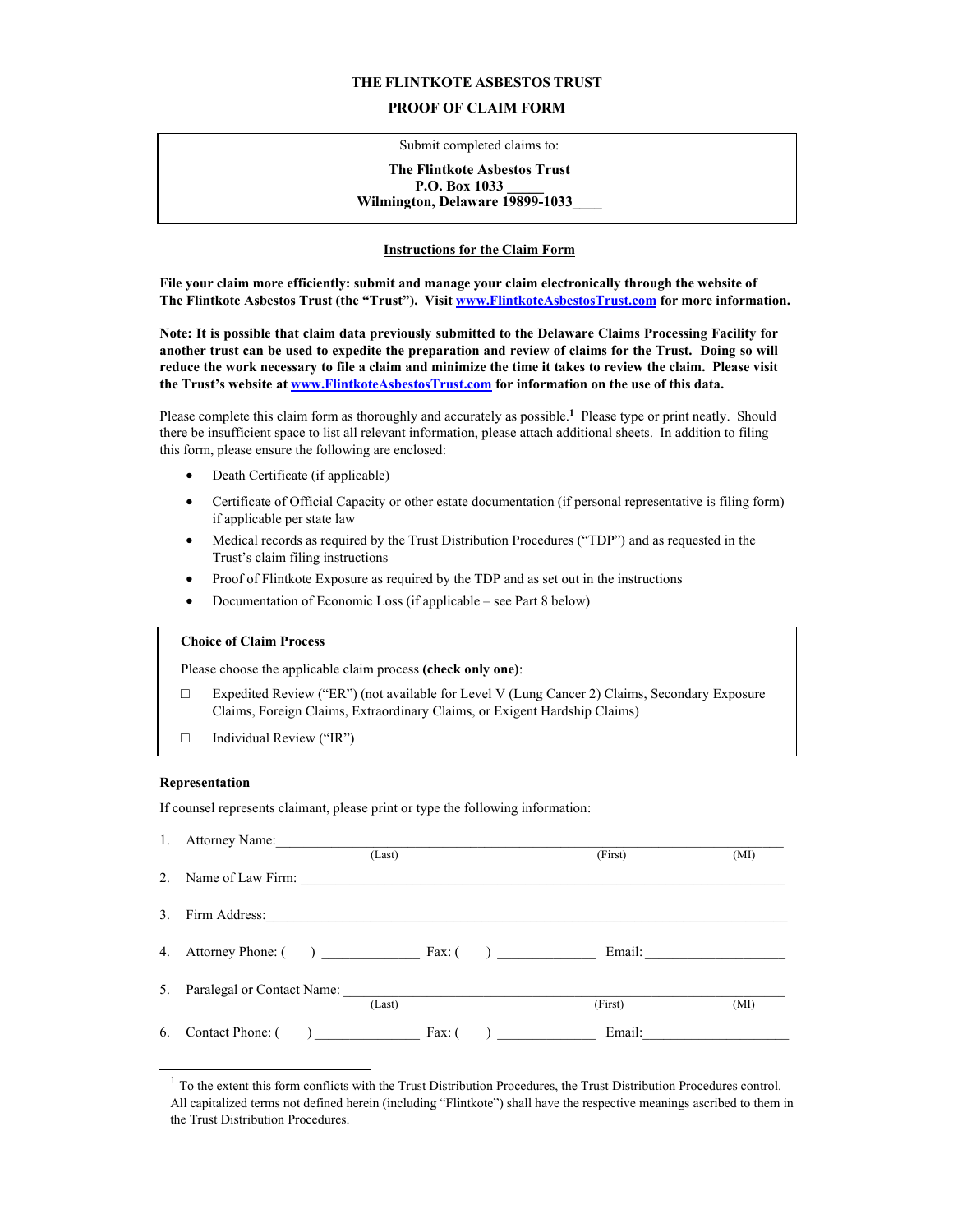# THE FLINTKOTE ASBESTOS TRUST

## PROOF OF CLAIM FORM

Submit completed claims to:

**The Flintkote Asbestos Trust**
**P.O. Box 1033**
**Wilmington, Delaware 19899-1033**

### Instructions for the Claim Form

**File your claim more efficiently: submit and manage your claim electronically through the website of The Flintkote Asbestos Trust (the "Trust"). Visit [www.FlintkoteAsbestosTrust.com](http://www.FlintkoteAsbestosTrust.com) for more information.**

**Note: It is possible that claim data previously submitted to the Delaware Claims Processing Facility for another trust can be used to expedite the preparation and review of claims for the Trust. Doing so will reduce the work necessary to file a claim and minimize the time it takes to review the claim. Please visit the Trust's website at [www.FlintkoteAsbestosTrust.com](http://www.FlintkoteAsbestosTrust.com) for information on the use of this data.**

Please complete this claim form as thoroughly and accurately as possible.[1] Please type or print neatly. Should there be insufficient space to list all relevant information, please attach additional sheets. In addition to filing this form, please ensure the following are enclosed:

- Death Certificate (if applicable)
- Certificate of Official Capacity or other estate documentation (if personal representative is filing form) if applicable per state law
- Medical records as required by the Trust Distribution Procedures ("TDP") and as requested in the Trust's claim filing instructions
- Proof of Flintkote Exposure as required by the TDP and as set out in the instructions
- Documentation of Economic Loss (if applicable – see Part 8 below)

**Choice of Claim Process**

Please choose the applicable claim process **(check only one)**:

☐ Expedited Review ("ER") (not available for Level V (Lung Cancer 2) Claims, Secondary Exposure Claims, Foreign Claims, Extraordinary Claims, or Exigent Hardship Claims)

☐ Individual Review ("IR")

**Representation**

If counsel represents claimant, please print or type the following information:

1. Attorney Name: ______________________ (Last) ______________________ (First) ______ (MI)
2. Name of Law Firm: ______________________________________________
3. Firm Address: ______________________________________________
4. Attorney Phone: ( ) ______________ Fax: ( ) ______________ Email: ____________________
5. Paralegal or Contact Name: ______________________ (Last) ______________________ (First) ______ (MI)
6. Contact Phone: ( ) ______________ Fax: ( ) ______________ Email: ____________________

---

[1] To the extent this form conflicts with the Trust Distribution Procedures, the Trust Distribution Procedures control. All capitalized terms not defined herein (including "Flintkote") shall have the respective meanings ascribed to them in the Trust Distribution Procedures.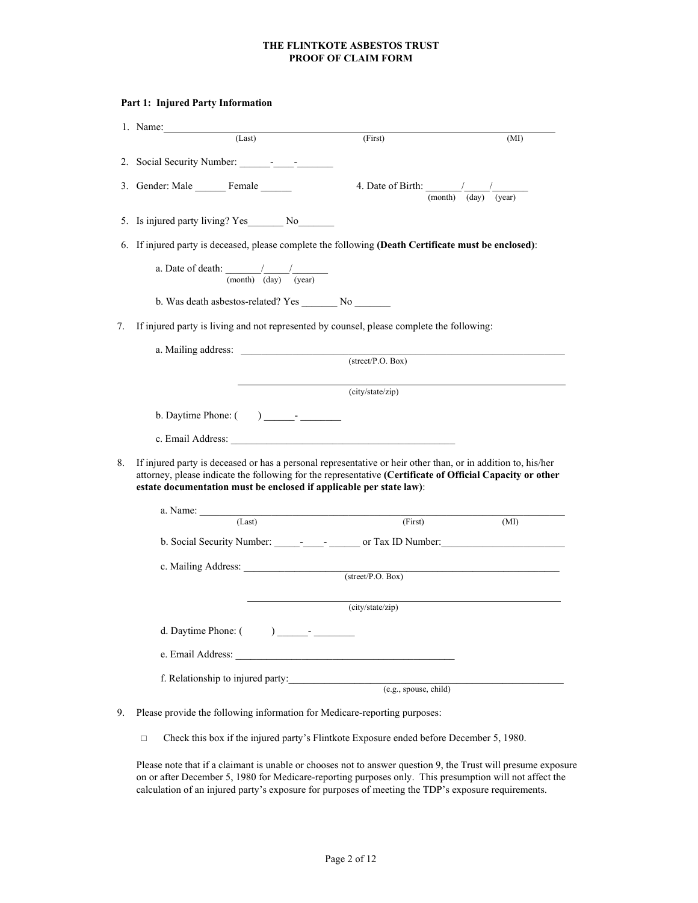# THE FLINTKOTE ASBESTOS TRUST
# PROOF OF CLAIM FORM

**Part 1: Injured Party Information**

1. Name:______________________________________________________________
   (Last) (First) (MI)

2. Social Security Number: ______-____-_______

3. Gender: Male ______ Female ______

4. Date of Birth: _______/_____/_______
   (month) (day) (year)

5. Is injured party living? Yes_______ No_______

6. If injured party is deceased, please complete the following **(Death Certificate must be enclosed)**:

   a. Date of death: _______/_____/_______
   (month) (day) (year)

   b. Was death asbestos-related? Yes _______ No _______

7. If injured party is living and not represented by counsel, please complete the following:

   a. Mailing address: ______________________________________________________
   (street/P.O. Box)

   ______________________________________________________
   (city/state/zip)

   b. Daytime Phone: (      ) ______- ________

   c. Email Address: ____________________________________________

8. If injured party is deceased or has a personal representative or heir other than, or in addition to, his/her attorney, please indicate the following for the representative **(Certificate of Official Capacity or other estate documentation must be enclosed if applicable per state law)**:

   a. Name: ______________________________________________________________
   (Last) (First) (MI)

   b. Social Security Number: _____-____-______ or Tax ID Number:_______________________

   c. Mailing Address: ______________________________________________________
   (street/P.O. Box)

   ______________________________________________________
   (city/state/zip)

   d. Daytime Phone: (      ) ______- ________

   e. Email Address: ____________________________________________

   f. Relationship to injured party:________________________________________________
   (e.g., spouse, child)

9. Please provide the following information for Medicare-reporting purposes:

   □ Check this box if the injured party's Flintkote Exposure ended before December 5, 1980.

   Please note that if a claimant is unable or chooses not to answer question 9, the Trust will presume exposure on or after December 5, 1980 for Medicare-reporting purposes only. This presumption will not affect the calculation of an injured party's exposure for purposes of meeting the TDP's exposure requirements.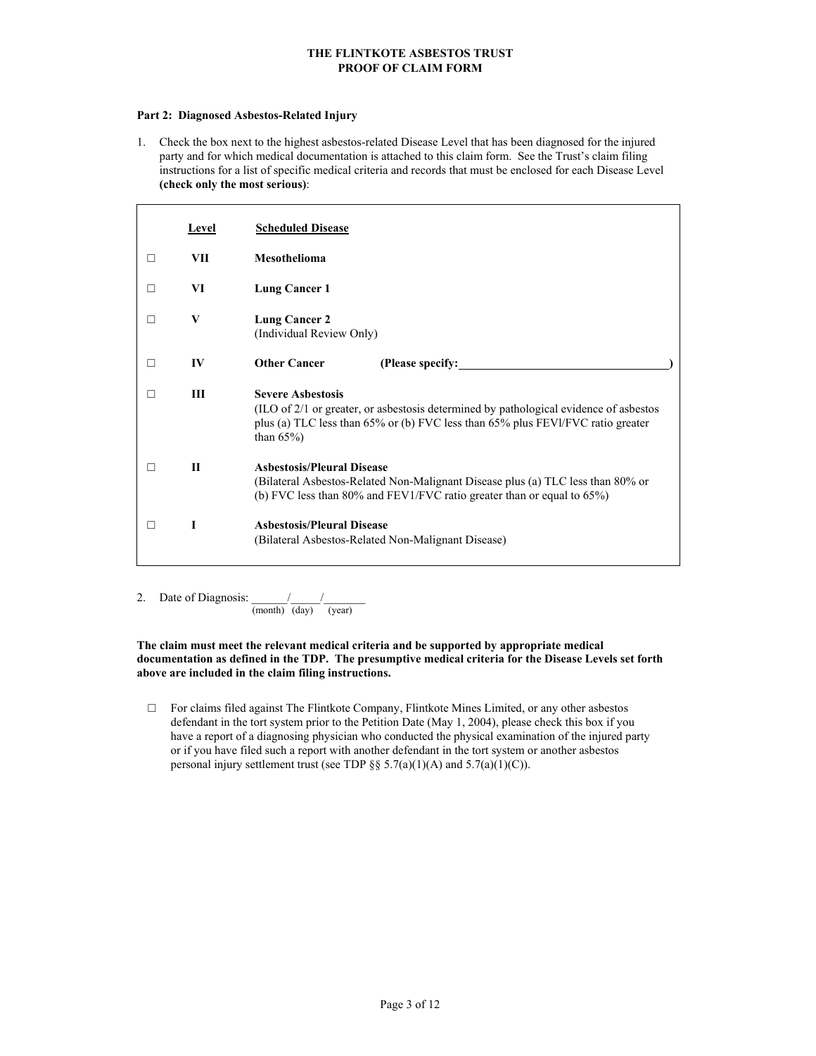**THE FLINTKOTE ASBESTOS TRUST**
**PROOF OF CLAIM FORM**

**Part 2: Diagnosed Asbestos-Related Injury**

1. Check the box next to the highest asbestos-related Disease Level that has been diagnosed for the injured party and for which medical documentation is attached to this claim form. See the Trust's claim filing instructions for a list of specific medical criteria and records that must be enclosed for each Disease Level **(check only the most serious)**:

| | Level | Scheduled Disease |
|---|---|---|
| □ | **VII** | **Mesothelioma** |
| □ | **VI** | **Lung Cancer 1** |
| □ | **V** | **Lung Cancer 2** (Individual Review Only) |
| □ | **IV** | **Other Cancer** **(Please specify:\_\_\_\_\_\_\_\_\_\_\_\_\_\_\_\_\_\_\_\_\_\_\_\_\_\_\_\_\_\_\_\_\_\_)** |
| □ | **III** | **Severe Asbestosis** (ILO of 2/1 or greater, or asbestosis determined by pathological evidence of asbestos plus (a) TLC less than 65% or (b) FVC less than 65% plus FEVl/FVC ratio greater than 65%) |
| □ | **II** | **Asbestosis/Pleural Disease** (Bilateral Asbestos-Related Non-Malignant Disease plus (a) TLC less than 80% or (b) FVC less than 80% and FEV1/FVC ratio greater than or equal to 65%) |
| □ | **I** | **Asbestosis/Pleural Disease** (Bilateral Asbestos-Related Non-Malignant Disease) |

2. Date of Diagnosis: \_\_\_\_\_\_/\_\_\_\_\_/\_\_\_\_\_\_\_
(month) (day) (year)

**The claim must meet the relevant medical criteria and be supported by appropriate medical documentation as defined in the TDP. The presumptive medical criteria for the Disease Levels set forth above are included in the claim filing instructions.**

□ For claims filed against The Flintkote Company, Flintkote Mines Limited, or any other asbestos defendant in the tort system prior to the Petition Date (May 1, 2004), please check this box if you have a report of a diagnosing physician who conducted the physical examination of the injured party or if you have filed such a report with another defendant in the tort system or another asbestos personal injury settlement trust (see TDP §§ 5.7(a)(1)(A) and 5.7(a)(1)(C)).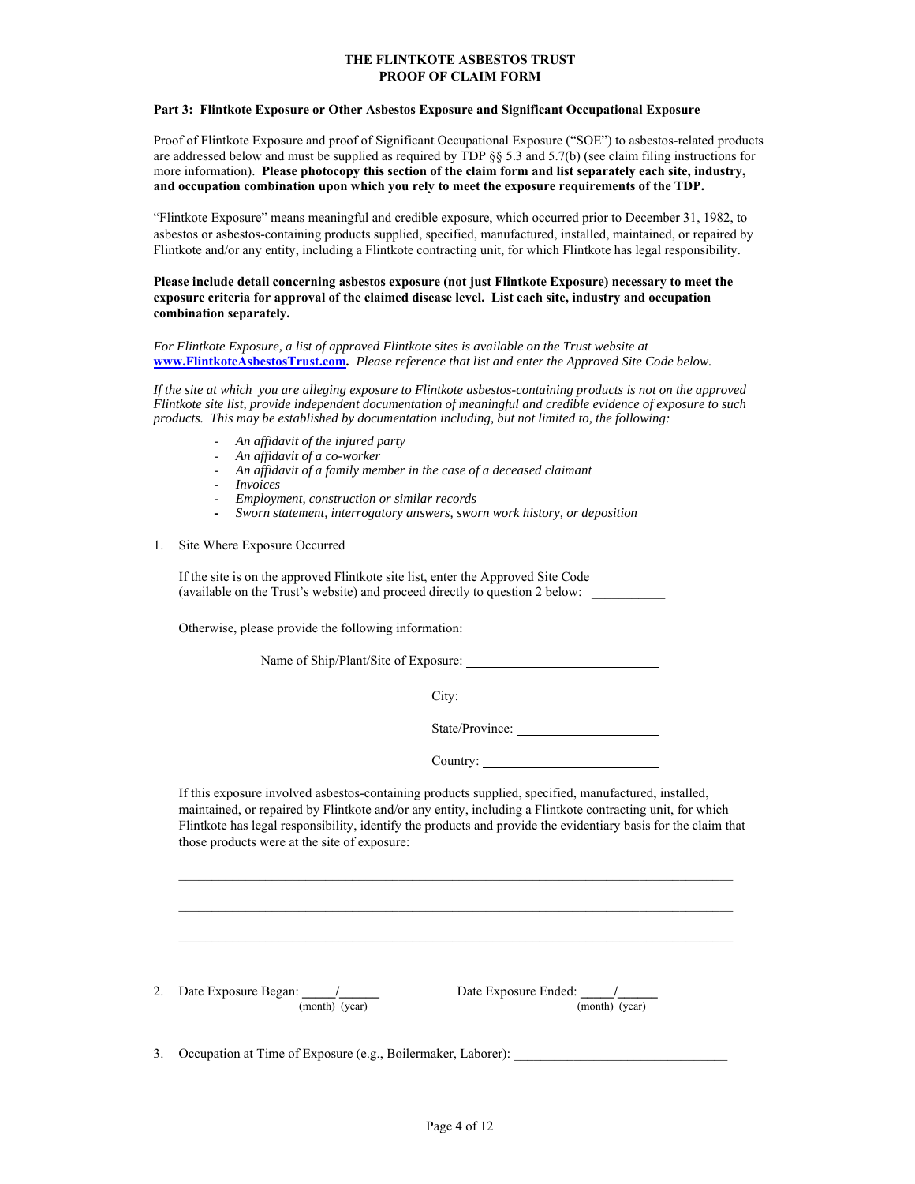# THE FLINTKOTE ASBESTOS TRUST
# PROOF OF CLAIM FORM

**Part 3: Flintkote Exposure or Other Asbestos Exposure and Significant Occupational Exposure**

Proof of Flintkote Exposure and proof of Significant Occupational Exposure ("SOE") to asbestos-related products are addressed below and must be supplied as required by TDP §§ 5.3 and 5.7(b) (see claim filing instructions for more information). **Please photocopy this section of the claim form and list separately each site, industry, and occupation combination upon which you rely to meet the exposure requirements of the TDP.**

"Flintkote Exposure" means meaningful and credible exposure, which occurred prior to December 31, 1982, to asbestos or asbestos-containing products supplied, specified, manufactured, installed, maintained, or repaired by Flintkote and/or any entity, including a Flintkote contracting unit, for which Flintkote has legal responsibility.

**Please include detail concerning asbestos exposure (not just Flintkote Exposure) necessary to meet the exposure criteria for approval of the claimed disease level. List each site, industry and occupation combination separately.**

*For Flintkote Exposure, a list of approved Flintkote sites is available on the Trust website at* **www.FlintkoteAsbestosTrust.com**. *Please reference that list and enter the Approved Site Code below.*

*If the site at which you are alleging exposure to Flintkote asbestos-containing products is not on the approved Flintkote site list, provide independent documentation of meaningful and credible evidence of exposure to such products. This may be established by documentation including, but not limited to, the following:*

- *An affidavit of the injured party*
- *An affidavit of a co-worker*
- *An affidavit of a family member in the case of a deceased claimant*
- *Invoices*
- *Employment, construction or similar records*
- *Sworn statement, interrogatory answers, sworn work history, or deposition*

1. Site Where Exposure Occurred

   If the site is on the approved Flintkote site list, enter the Approved Site Code (available on the Trust's website) and proceed directly to question 2 below: ___________

   Otherwise, please provide the following information:

   Name of Ship/Plant/Site of Exposure: ______________________________

   City: ______________________________

   State/Province: ______________________________

   Country: ______________________________

   If this exposure involved asbestos-containing products supplied, specified, manufactured, installed, maintained, or repaired by Flintkote and/or any entity, including a Flintkote contracting unit, for which Flintkote has legal responsibility, identify the products and provide the evidentiary basis for the claim that those products were at the site of exposure:

   ______________________________________________________________________

   ______________________________________________________________________

   ______________________________________________________________________

2. Date Exposure Began: _____/______ (month) (year)  Date Exposure Ended: _____/______ (month) (year)

3. Occupation at Time of Exposure (e.g., Boilermaker, Laborer): ______________________________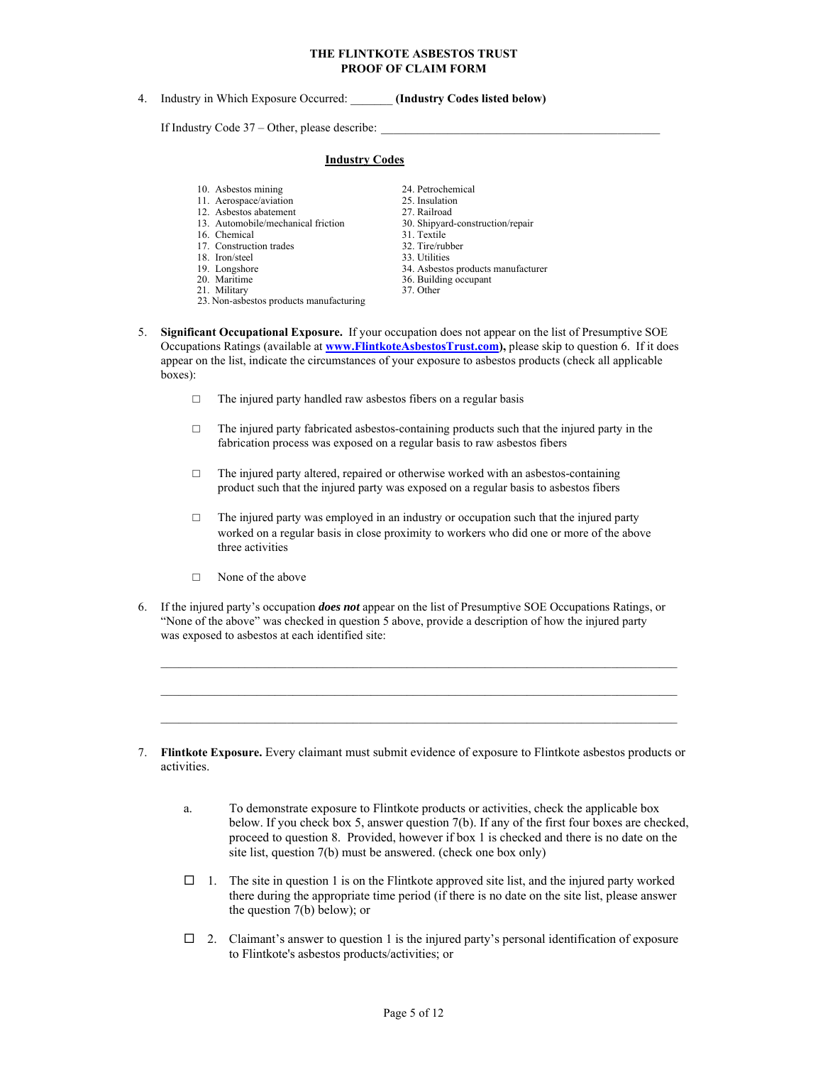# THE FLINTKOTE ASBESTOS TRUST
# PROOF OF CLAIM FORM

4. Industry in Which Exposure Occurred: _______ **(Industry Codes listed below)**

   If Industry Code 37 – Other, please describe: ______________________________________________

   **<u>Industry Codes</u>**

| | |
|---|---|
| 10. Asbestos mining | 24. Petrochemical |
| 11. Aerospace/aviation | 25. Insulation |
| 12. Asbestos abatement | 27. Railroad |
| 13. Automobile/mechanical friction | 30. Shipyard-construction/repair |
| 16. Chemical | 31. Textile |
| 17. Construction trades | 32. Tire/rubber |
| 18. Iron/steel | 33. Utilities |
| 19. Longshore | 34. Asbestos products manufacturer |
| 20. Maritime | 36. Building occupant |
| 21. Military | 37. Other |
| 23. Non-asbestos products manufacturing | |

5. **Significant Occupational Exposure.** If your occupation does not appear on the list of Presumptive SOE Occupations Ratings (available at **www.FlintkoteAsbestosTrust.com**), please skip to question 6. If it does appear on the list, indicate the circumstances of your exposure to asbestos products (check all applicable boxes):

   □ The injured party handled raw asbestos fibers on a regular basis

   □ The injured party fabricated asbestos-containing products such that the injured party in the fabrication process was exposed on a regular basis to raw asbestos fibers

   □ The injured party altered, repaired or otherwise worked with an asbestos-containing product such that the injured party was exposed on a regular basis to asbestos fibers

   □ The injured party was employed in an industry or occupation such that the injured party worked on a regular basis in close proximity to workers who did one or more of the above three activities

   □ None of the above

6. If the injured party's occupation ***does not*** appear on the list of Presumptive SOE Occupations Ratings, or "None of the above" was checked in question 5 above, provide a description of how the injured party was exposed to asbestos at each identified site:

   ______________________________________________________________________________

   ______________________________________________________________________________

   ______________________________________________________________________________

7. **Flintkote Exposure.** Every claimant must submit evidence of exposure to Flintkote asbestos products or activities.

   a. To demonstrate exposure to Flintkote products or activities, check the applicable box below. If you check box 5, answer question 7(b). If any of the first four boxes are checked, proceed to question 8. Provided, however if box 1 is checked and there is no date on the site list, question 7(b) must be answered. (check one box only)

   ☐ 1. The site in question 1 is on the Flintkote approved site list, and the injured party worked there during the appropriate time period (if there is no date on the site list, please answer the question 7(b) below); or

   ☐ 2. Claimant's answer to question 1 is the injured party's personal identification of exposure to Flintkote's asbestos products/activities; or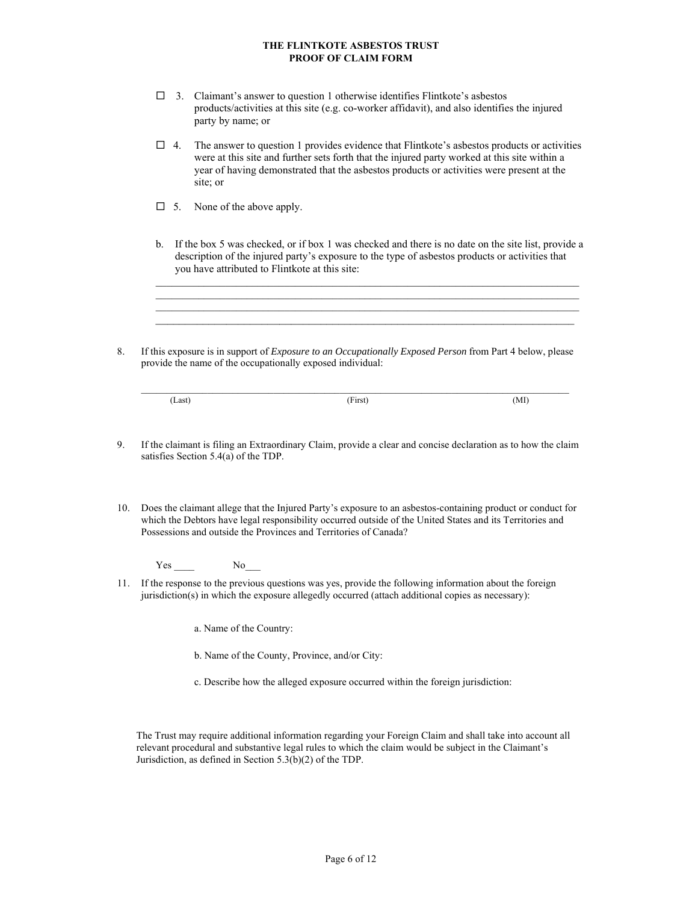**THE FLINTKOTE ASBESTOS TRUST**
**PROOF OF CLAIM FORM**

☐ 3. Claimant's answer to question 1 otherwise identifies Flintkote's asbestos products/activities at this site (e.g. co-worker affidavit), and also identifies the injured party by name; or

☐ 4. The answer to question 1 provides evidence that Flintkote's asbestos products or activities were at this site and further sets forth that the injured party worked at this site within a year of having demonstrated that the asbestos products or activities were present at the site; or

☐ 5. None of the above apply.

b. If the box 5 was checked, or if box 1 was checked and there is no date on the site list, provide a description of the injured party's exposure to the type of asbestos products or activities that you have attributed to Flintkote at this site:

________________________________________________________________________________
________________________________________________________________________________
________________________________________________________________________________
________________________________________________________________________________

8. If this exposure is in support of *Exposure to an Occupationally Exposed Person* from Part 4 below, please provide the name of the occupationally exposed individual:

________________________________________________________________________________
(Last) (First) (MI)

9. If the claimant is filing an Extraordinary Claim, provide a clear and concise declaration as to how the claim satisfies Section 5.4(a) of the TDP.

10. Does the claimant allege that the Injured Party's exposure to an asbestos-containing product or conduct for which the Debtors have legal responsibility occurred outside of the United States and its Territories and Possessions and outside the Provinces and Territories of Canada?

Yes ____ No___

11. If the response to the previous questions was yes, provide the following information about the foreign jurisdiction(s) in which the exposure allegedly occurred (attach additional copies as necessary):

a. Name of the Country:

b. Name of the County, Province, and/or City:

c. Describe how the alleged exposure occurred within the foreign jurisdiction:

The Trust may require additional information regarding your Foreign Claim and shall take into account all relevant procedural and substantive legal rules to which the claim would be subject in the Claimant's Jurisdiction, as defined in Section 5.3(b)(2) of the TDP.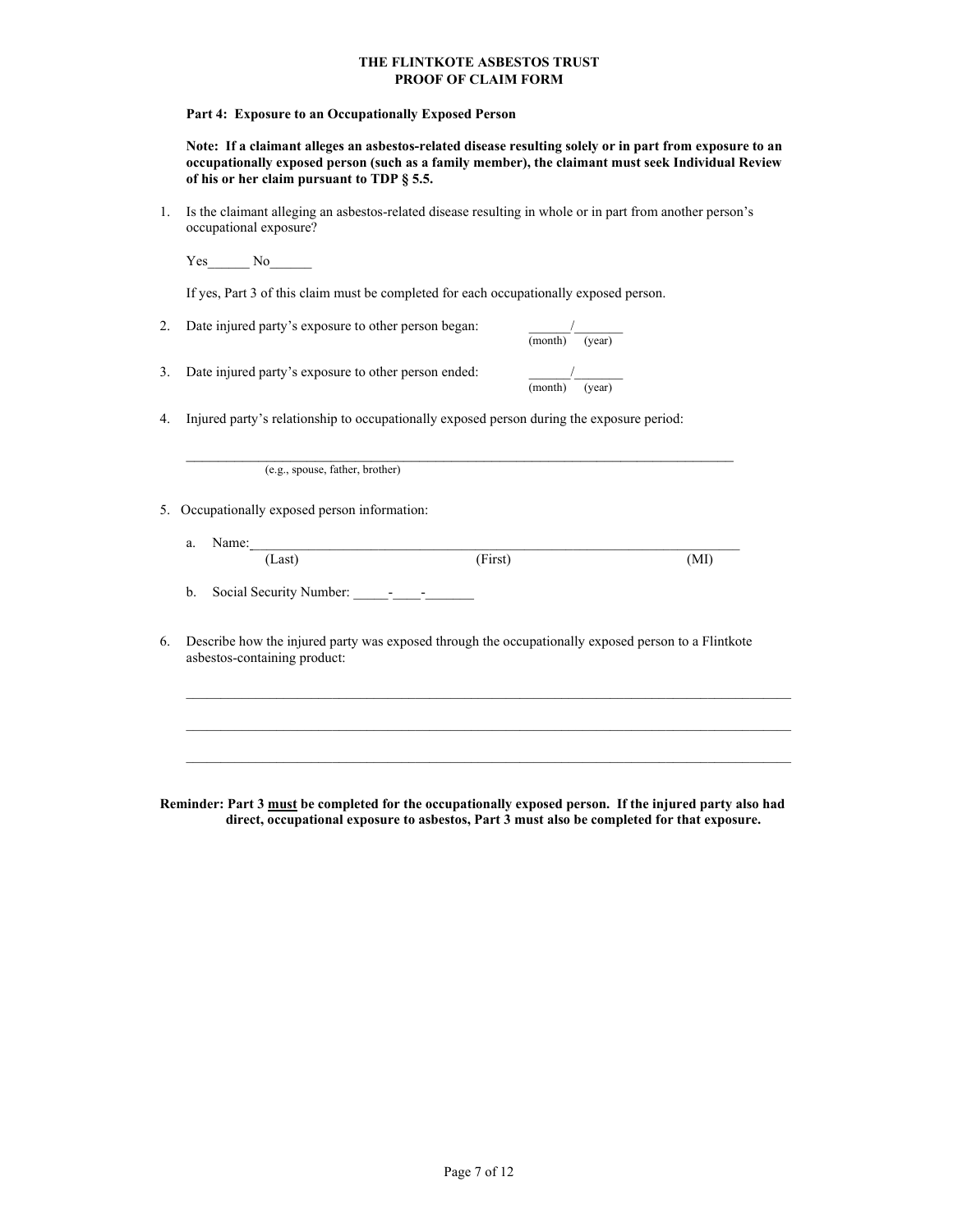**THE FLINTKOTE ASBESTOS TRUST**
**PROOF OF CLAIM FORM**

**Part 4: Exposure to an Occupationally Exposed Person**

**Note: If a claimant alleges an asbestos-related disease resulting solely or in part from exposure to an occupationally exposed person (such as a family member), the claimant must seek Individual Review of his or her claim pursuant to TDP § 5.5.**

1. Is the claimant alleging an asbestos-related disease resulting in whole or in part from another person's occupational exposure?

   Yes______ No______

   If yes, Part 3 of this claim must be completed for each occupationally exposed person.

2. Date injured party's exposure to other person began: ______/_______ (month) (year)

3. Date injured party's exposure to other person ended: ______/_______ (month) (year)

4. Injured party's relationship to occupationally exposed person during the exposure period:

   ________________________________________________________________________________
   (e.g., spouse, father, brother)

5. Occupationally exposed person information:

   a. Name:________________________________________________________________________
   (Last) (First) (MI)

   b. Social Security Number: _____-____-_______

6. Describe how the injured party was exposed through the occupationally exposed person to a Flintkote asbestos-containing product:

   ________________________________________________________________________________

   ________________________________________________________________________________

   ________________________________________________________________________________

**Reminder: Part 3 must be completed for the occupationally exposed person. If the injured party also had direct, occupational exposure to asbestos, Part 3 must also be completed for that exposure.**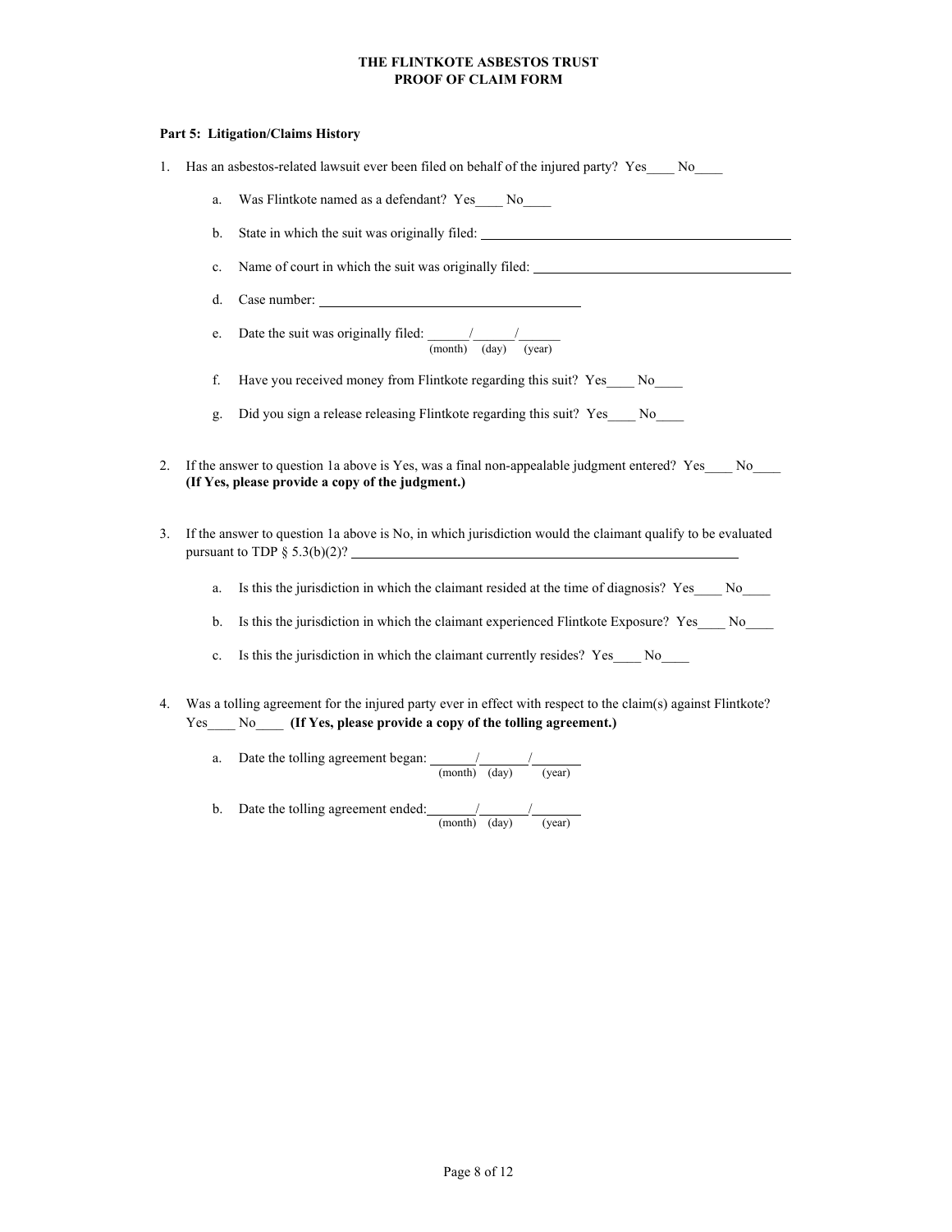**THE FLINTKOTE ASBESTOS TRUST**
**PROOF OF CLAIM FORM**

**Part 5: Litigation/Claims History**

1. Has an asbestos-related lawsuit ever been filed on behalf of the injured party? Yes____ No____

   a. Was Flintkote named as a defendant? Yes____ No____

   b. State in which the suit was originally filed: ______________________________

   c. Name of court in which the suit was originally filed: ______________________________

   d. Case number: ______________________________

   e. Date the suit was originally filed: ______/______/______
      (month) (day) (year)

   f. Have you received money from Flintkote regarding this suit? Yes____ No____

   g. Did you sign a release releasing Flintkote regarding this suit? Yes____ No____

2. If the answer to question 1a above is Yes, was a final non-appealable judgment entered? Yes____ No____ **(If Yes, please provide a copy of the judgment.)**

3. If the answer to question 1a above is No, in which jurisdiction would the claimant qualify to be evaluated pursuant to TDP § 5.3(b)(2)? ______________________________

   a. Is this the jurisdiction in which the claimant resided at the time of diagnosis? Yes____ No____

   b. Is this the jurisdiction in which the claimant experienced Flintkote Exposure? Yes____ No____

   c. Is this the jurisdiction in which the claimant currently resides? Yes____ No____

4. Was a tolling agreement for the injured party ever in effect with respect to the claim(s) against Flintkote? Yes____ No____ **(If Yes, please provide a copy of the tolling agreement.)**

   a. Date the tolling agreement began: ______/______/______
      (month) (day) (year)

   b. Date the tolling agreement ended: ______/______/______
      (month) (day) (year)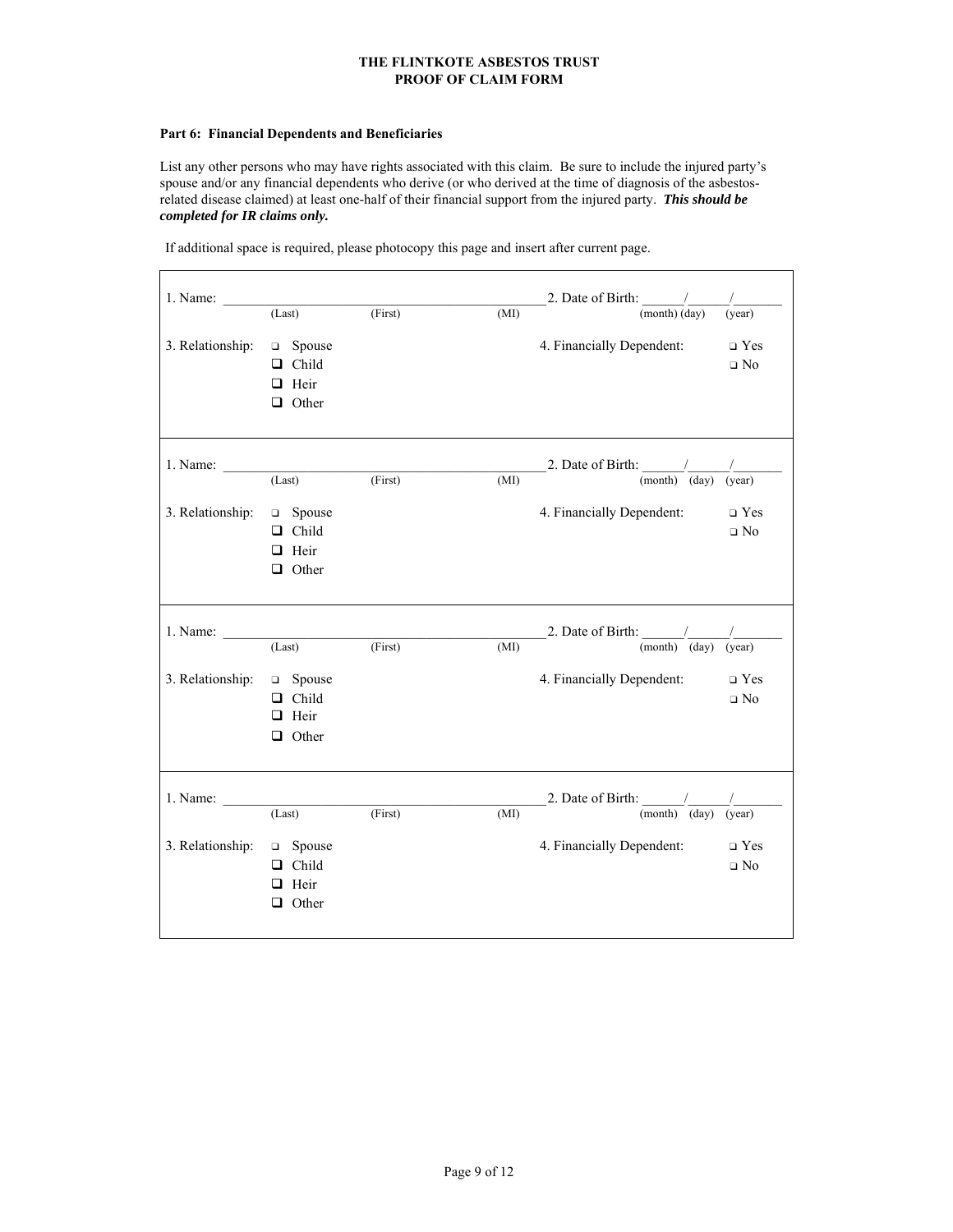**THE FLINTKOTE ASBESTOS TRUST**
**PROOF OF CLAIM FORM**

**Part 6: Financial Dependents and Beneficiaries**

List any other persons who may have rights associated with this claim. Be sure to include the injured party's spouse and/or any financial dependents who derive (or who derived at the time of diagnosis of the asbestos-related disease claimed) at least one-half of their financial support from the injured party. ***This should be completed for IR claims only.***

If additional space is required, please photocopy this page and insert after current page.

1. Name: ______________________________________ (Last) (First) (MI)
2. Date of Birth: ______/______/_______ (month) (day) (year)
3. Relationship: ❑ Spouse ❑ Child ❑ Heir ❑ Other
4. Financially Dependent: ❑ Yes ❑ No

---

1. Name: ______________________________________ (Last) (First) (MI)
2. Date of Birth: ______/______/_______ (month) (day) (year)
3. Relationship: ❑ Spouse ❑ Child ❑ Heir ❑ Other
4. Financially Dependent: ❑ Yes ❑ No

---

1. Name: ______________________________________ (Last) (First) (MI)
2. Date of Birth: ______/______/_______ (month) (day) (year)
3. Relationship: ❑ Spouse ❑ Child ❑ Heir ❑ Other
4. Financially Dependent: ❑ Yes ❑ No

---

1. Name: ______________________________________ (Last) (First) (MI)
2. Date of Birth: ______/______/_______ (month) (day) (year)
3. Relationship: ❑ Spouse ❑ Child ❑ Heir ❑ Other
4. Financially Dependent: ❑ Yes ❑ No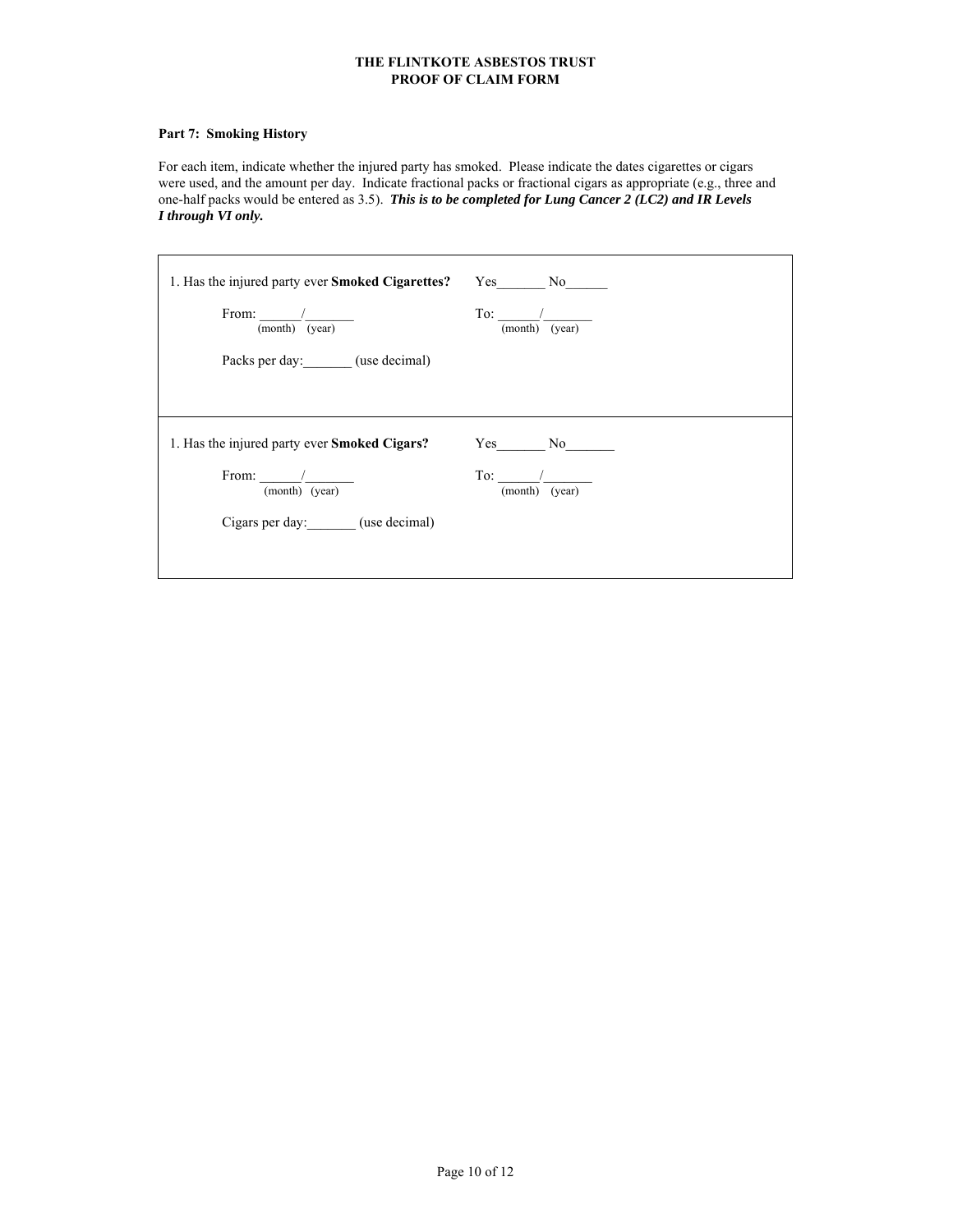**THE FLINTKOTE ASBESTOS TRUST**
**PROOF OF CLAIM FORM**

**Part 7: Smoking History**

For each item, indicate whether the injured party has smoked. Please indicate the dates cigarettes or cigars were used, and the amount per day. Indicate fractional packs or fractional cigars as appropriate (e.g., three and one-half packs would be entered as 3.5). ***This is to be completed for Lung Cancer 2 (LC2) and IR Levels I through VI only.***

1. Has the injured party ever **Smoked Cigarettes?** Yes_______ No______

From: ______/_______ (month) (year) To: ______/_______ (month) (year)

Packs per day:_______ (use decimal)

1. Has the injured party ever **Smoked Cigars?** Yes_______ No_______

From: ______/_______ (month) (year) To: ______/_______ (month) (year)

Cigars per day:_______ (use decimal)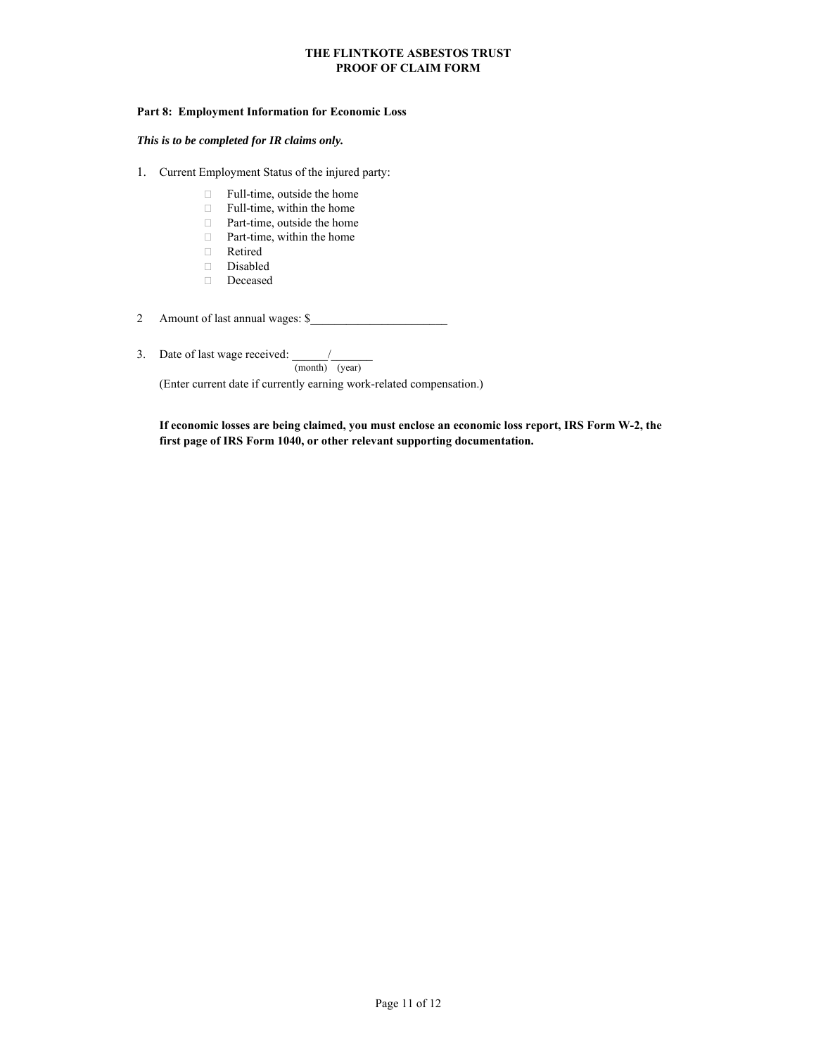**THE FLINTKOTE ASBESTOS TRUST**
**PROOF OF CLAIM FORM**

**Part 8: Employment Information for Economic Loss**

***This is to be completed for IR claims only.***

1. Current Employment Status of the injured party:

   - ☐ Full-time, outside the home
   - ☐ Full-time, within the home
   - ☐ Part-time, outside the home
   - ☐ Part-time, within the home
   - ☐ Retired
   - ☐ Disabled
   - ☐ Deceased

2 Amount of last annual wages: $_______________________

3. Date of last wage received: ______/_______
   (month) (year)

   (Enter current date if currently earning work-related compensation.)

**If economic losses are being claimed, you must enclose an economic loss report, IRS Form W-2, the first page of IRS Form 1040, or other relevant supporting documentation.**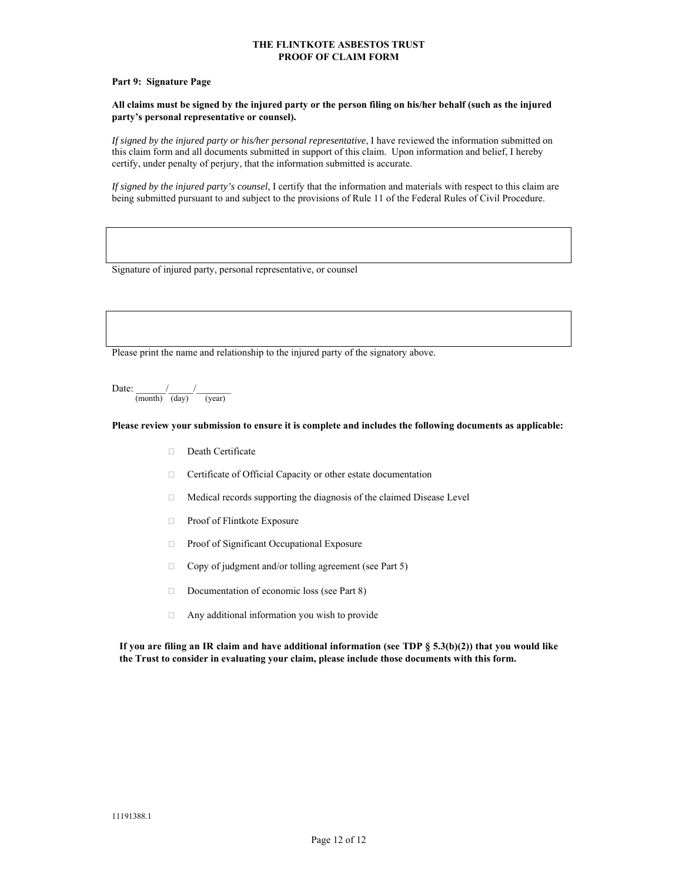**THE FLINTKOTE ASBESTOS TRUST**
**PROOF OF CLAIM FORM**

**Part 9: Signature Page**

**All claims must be signed by the injured party or the person filing on his/her behalf (such as the injured party's personal representative or counsel).**

*If signed by the injured party or his/her personal representative*, I have reviewed the information submitted on this claim form and all documents submitted in support of this claim. Upon information and belief, I hereby certify, under penalty of perjury, that the information submitted is accurate.

*If signed by the injured party's counsel*, I certify that the information and materials with respect to this claim are being submitted pursuant to and subject to the provisions of Rule 11 of the Federal Rules of Civil Procedure.

| |
|---|
| |

Signature of injured party, personal representative, or counsel

| |
|---|
| |

Please print the name and relationship to the injured party of the signatory above.

Date: ______/_____/_______
(month) (day) (year)

**Please review your submission to ensure it is complete and includes the following documents as applicable:**

- ☐ Death Certificate
- ☐ Certificate of Official Capacity or other estate documentation
- ☐ Medical records supporting the diagnosis of the claimed Disease Level
- ☐ Proof of Flintkote Exposure
- ☐ Proof of Significant Occupational Exposure
- ☐ Copy of judgment and/or tolling agreement (see Part 5)
- ☐ Documentation of economic loss (see Part 8)
- ☐ Any additional information you wish to provide

**If you are filing an IR claim and have additional information (see TDP § 5.3(b)(2)) that you would like the Trust to consider in evaluating your claim, please include those documents with this form.**

11191388.1